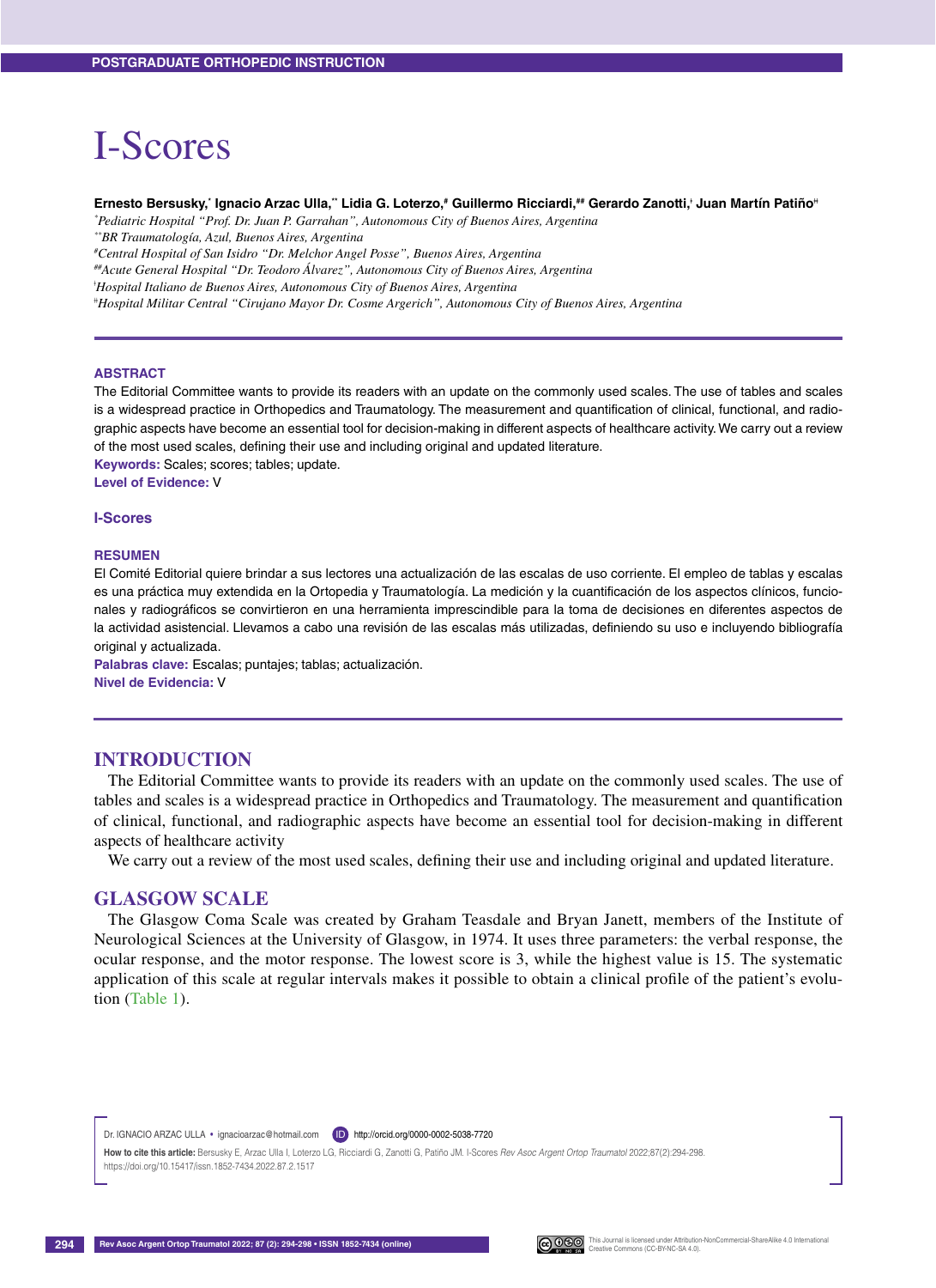# I-Scores

**Ernesto Bersusky,[*] Ignacio Arzac Ulla,[**] Lidia G. Loterzo,[#] Guillermo Ricciardi,[##] Gerardo Zanotti,[†] Juan Martín Patiño[††]**

[*]*Pediatric Hospital "Prof. Dr. Juan P. Garrahan", Autonomous City of Buenos Aires, Argentina*
[**]*BR Traumatología, Azul, Buenos Aires, Argentina*
[#]*Central Hospital of San Isidro "Dr. Melchor Angel Posse", Buenos Aires, Argentina*
[##]*Acute General Hospital "Dr. Teodoro Álvarez", Autonomous City of Buenos Aires, Argentina*
[†]*Hospital Italiano de Buenos Aires, Autonomous City of Buenos Aires, Argentina*
[††]*Hospital Militar Central "Cirujano Mayor Dr. Cosme Argerich", Autonomous City of Buenos Aires, Argentina*

## ABSTRACT

The Editorial Committee wants to provide its readers with an update on the commonly used scales. The use of tables and scales is a widespread practice in Orthopedics and Traumatology. The measurement and quantification of clinical, functional, and radiographic aspects have become an essential tool for decision-making in different aspects of healthcare activity. We carry out a review of the most used scales, defining their use and including original and updated literature.

**Keywords:** Scales; scores; tables; update.

**Level of Evidence:** V

### I-Scores

## RESUMEN

El Comité Editorial quiere brindar a sus lectores una actualización de las escalas de uso corriente. El empleo de tablas y escalas es una práctica muy extendida en la Ortopedia y Traumatología. La medición y la cuantificación de los aspectos clínicos, funcionales y radiográficos se convirtieron en una herramienta imprescindible para la toma de decisiones en diferentes aspectos de la actividad asistencial. Llevamos a cabo una revisión de las escalas más utilizadas, definiendo su uso e incluyendo bibliografía original y actualizada.

**Palabras clave:** Escalas; puntajes; tablas; actualización.

**Nivel de Evidencia:** V

## INTRODUCTION

The Editorial Committee wants to provide its readers with an update on the commonly used scales. The use of tables and scales is a widespread practice in Orthopedics and Traumatology. The measurement and quantification of clinical, functional, and radiographic aspects have become an essential tool for decision-making in different aspects of healthcare activity

We carry out a review of the most used scales, defining their use and including original and updated literature.

## GLASGOW SCALE

The Glasgow Coma Scale was created by Graham Teasdale and Bryan Janett, members of the Institute of Neurological Sciences at the University of Glasgow, in 1974. It uses three parameters: the verbal response, the ocular response, and the motor response. The lowest score is 3, while the highest value is 15. The systematic application of this scale at regular intervals makes it possible to obtain a clinical profile of the patient's evolution (Table 1).

Dr. IGNACIO ARZAC ULLA • ignacioarzac@hotmail.com http://orcid.org/0000-0002-5038-7720

**How to cite this article:** Bersusky E, Arzac Ulla I, Loterzo LG, Ricciardi G, Zanotti G, Patiño JM. I-Scores *Rev Asoc Argent Ortop Traumatol* 2022;87(2):294-298. https://doi.org/10.15417/issn.1852-7434.2022.87.2.1517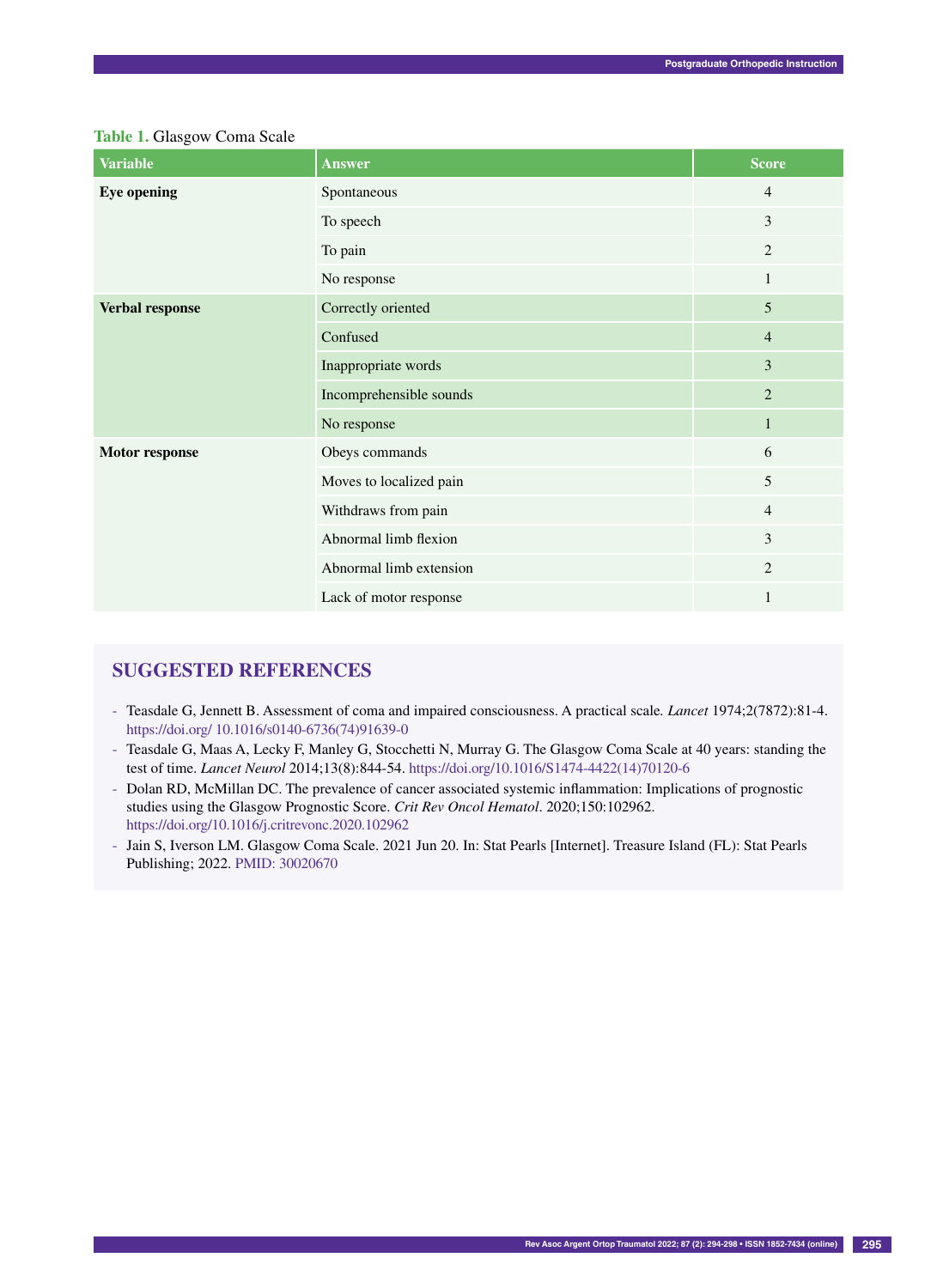**Table 1.** Glasgow Coma Scale

| Variable | Answer | Score |
|---|---|---|
| **Eye opening** | Spontaneous | 4 |
| | To speech | 3 |
| | To pain | 2 |
| | No response | 1 |
| **Verbal response** | Correctly oriented | 5 |
| | Confused | 4 |
| | Inappropriate words | 3 |
| | Incomprehensible sounds | 2 |
| | No response | 1 |
| **Motor response** | Obeys commands | 6 |
| | Moves to localized pain | 5 |
| | Withdraws from pain | 4 |
| | Abnormal limb flexion | 3 |
| | Abnormal limb extension | 2 |
| | Lack of motor response | 1 |

## SUGGESTED REFERENCES

- Teasdale G, Jennett B. Assessment of coma and impaired consciousness. A practical scale. *Lancet* 1974;2(7872):81-4. https://doi.org/ 10.1016/s0140-6736(74)91639-0
- Teasdale G, Maas A, Lecky F, Manley G, Stocchetti N, Murray G. The Glasgow Coma Scale at 40 years: standing the test of time. *Lancet Neurol* 2014;13(8):844-54. https://doi.org/10.1016/S1474-4422(14)70120-6
- Dolan RD, McMillan DC. The prevalence of cancer associated systemic inflammation: Implications of prognostic studies using the Glasgow Prognostic Score. *Crit Rev Oncol Hematol*. 2020;150:102962. https://doi.org/10.1016/j.critrevonc.2020.102962
- Jain S, Iverson LM. Glasgow Coma Scale. 2021 Jun 20. In: Stat Pearls [Internet]. Treasure Island (FL): Stat Pearls Publishing; 2022. PMID: 30020670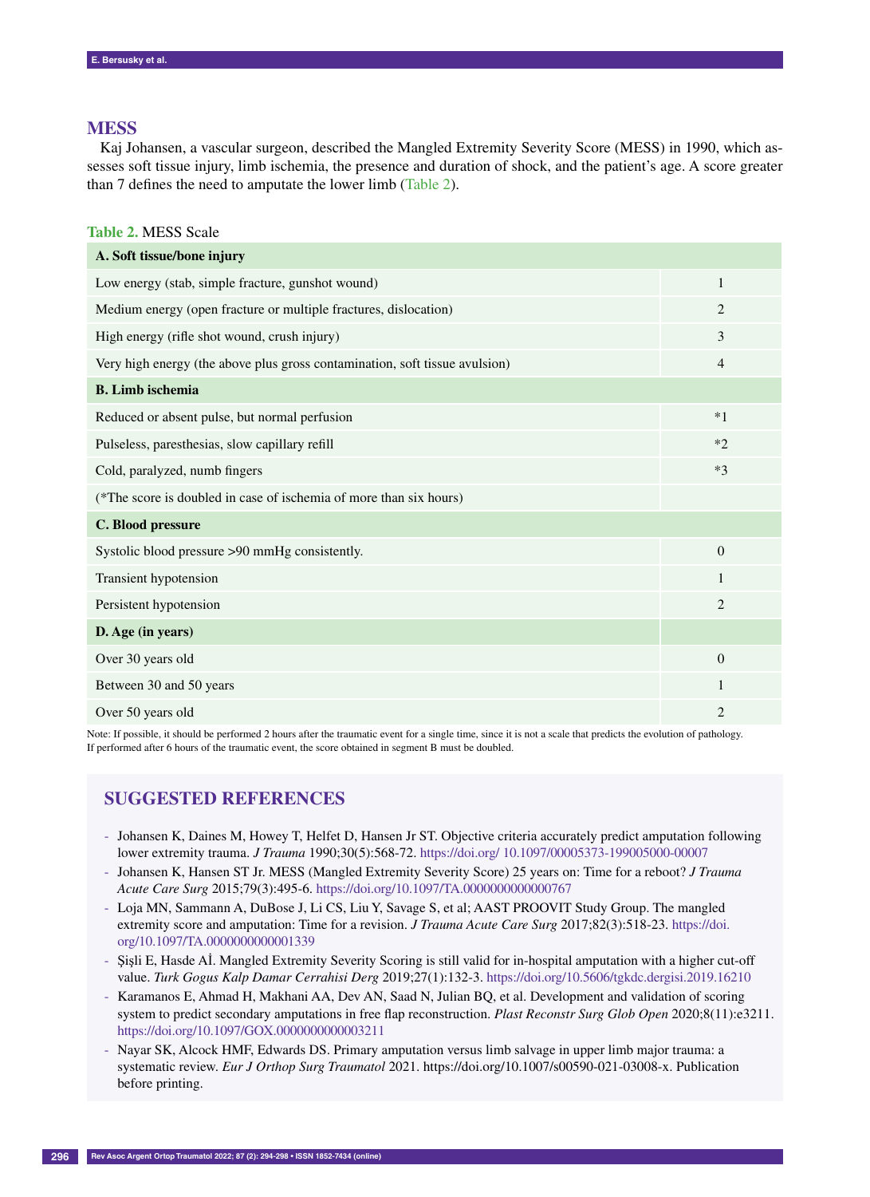## MESS

Kaj Johansen, a vascular surgeon, described the Mangled Extremity Severity Score (MESS) in 1990, which assesses soft tissue injury, limb ischemia, the presence and duration of shock, and the patient's age. A score greater than 7 defines the need to amputate the lower limb (Table 2).

**Table 2.** MESS Scale

| **A. Soft tissue/bone injury** | |
|---|---|
| Low energy (stab, simple fracture, gunshot wound) | 1 |
| Medium energy (open fracture or multiple fractures, dislocation) | 2 |
| High energy (rifle shot wound, crush injury) | 3 |
| Very high energy (the above plus gross contamination, soft tissue avulsion) | 4 |
| **B. Limb ischemia** | |
| Reduced or absent pulse, but normal perfusion | *1 |
| Pulseless, paresthesias, slow capillary refill | *2 |
| Cold, paralyzed, numb fingers | *3 |
| (*The score is doubled in case of ischemia of more than six hours) | |
| **C. Blood pressure** | |
| Systolic blood pressure >90 mmHg consistently. | 0 |
| Transient hypotension | 1 |
| Persistent hypotension | 2 |
| **D. Age (in years)** | |
| Over 30 years old | 0 |
| Between 30 and 50 years | 1 |
| Over 50 years old | 2 |

Note: If possible, it should be performed 2 hours after the traumatic event for a single time, since it is not a scale that predicts the evolution of pathology. If performed after 6 hours of the traumatic event, the score obtained in segment B must be doubled.

## SUGGESTED REFERENCES

- Johansen K, Daines M, Howey T, Helfet D, Hansen Jr ST. Objective criteria accurately predict amputation following lower extremity trauma. *J Trauma* 1990;30(5):568-72. https://doi.org/ 10.1097/00005373-199005000-00007
- Johansen K, Hansen ST Jr. MESS (Mangled Extremity Severity Score) 25 years on: Time for a reboot? *J Trauma Acute Care Surg* 2015;79(3):495-6. https://doi.org/10.1097/TA.0000000000000767
- Loja MN, Sammann A, DuBose J, Li CS, Liu Y, Savage S, et al; AAST PROOVIT Study Group. The mangled extremity score and amputation: Time for a revision. *J Trauma Acute Care Surg* 2017;82(3):518-23. https://doi.org/10.1097/TA.0000000000001339
- Şişli E, Hasde Aİ. Mangled Extremity Severity Scoring is still valid for in-hospital amputation with a higher cut-off value. *Turk Gogus Kalp Damar Cerrahisi Derg* 2019;27(1):132-3. https://doi.org/10.5606/tgkdc.dergisi.2019.16210
- Karamanos E, Ahmad H, Makhani AA, Dev AN, Saad N, Julian BQ, et al. Development and validation of scoring system to predict secondary amputations in free flap reconstruction. *Plast Reconstr Surg Glob Open* 2020;8(11):e3211. https://doi.org/10.1097/GOX.0000000000003211
- Nayar SK, Alcock HMF, Edwards DS. Primary amputation versus limb salvage in upper limb major trauma: a systematic review. *Eur J Orthop Surg Traumatol* 2021. https://doi.org/10.1007/s00590-021-03008-x. Publication before printing.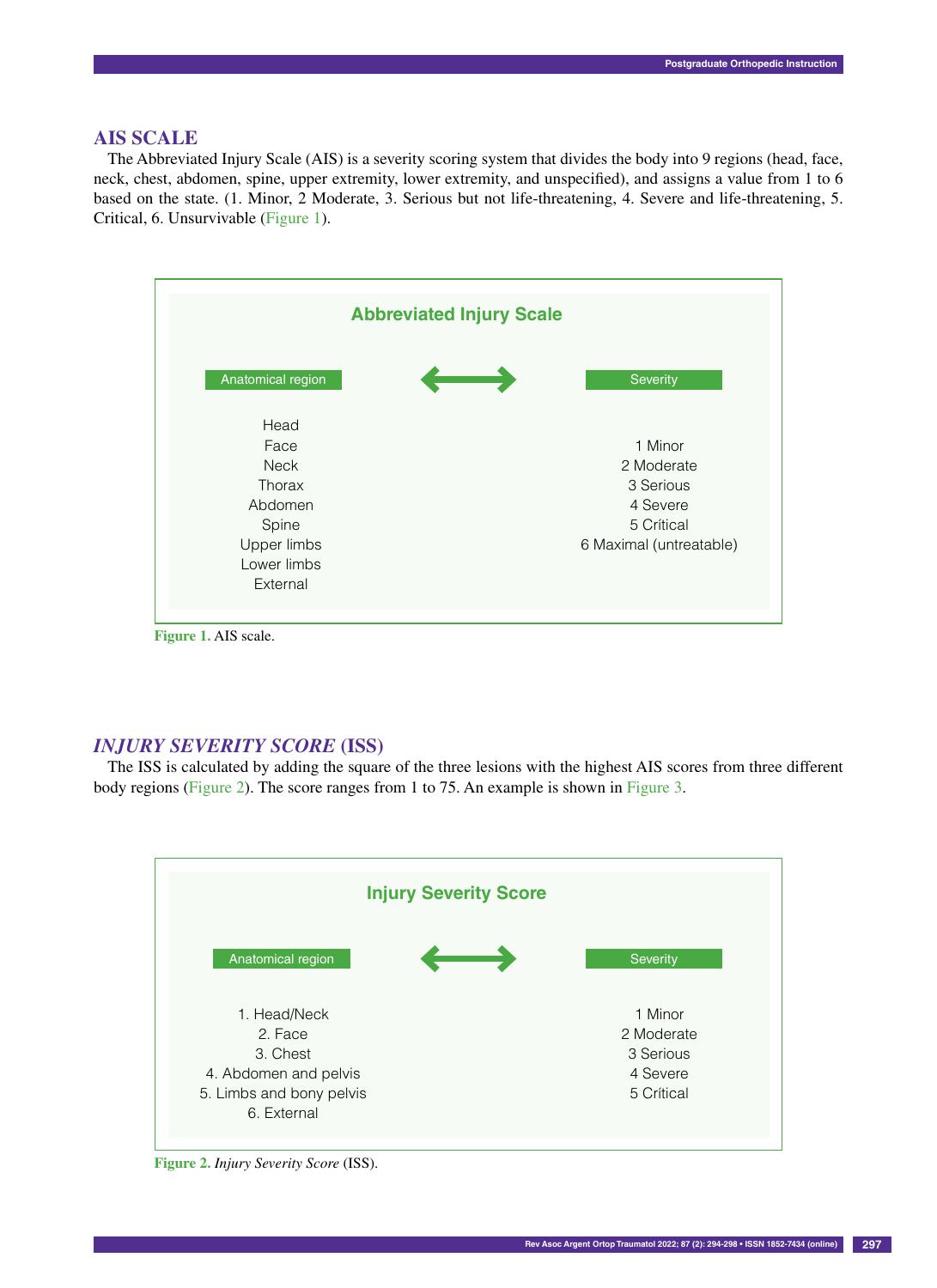## AIS SCALE

The Abbreviated Injury Scale (AIS) is a severity scoring system that divides the body into 9 regions (head, face, neck, chest, abdomen, spine, upper extremity, lower extremity, and unspecified), and assigns a value from 1 to 6 based on the state. (1. Minor, 2 Moderate, 3. Serious but not life-threatening, 4. Severe and life-threatening, 5. Critical, 6. Unsurvivable (Figure 1).

**Abbreviated Injury Scale**

| Anatomical region | Severity |
|---|---|
| Head | |
| Face | 1 Minor |
| Neck | 2 Moderate |
| Thorax | 3 Serious |
| Abdomen | 4 Severe |
| Spine | 5 Crítical |
| Upper limbs | 6 Maximal (untreatable) |
| Lower limbs | |
| External | |

**Figure 1.** AIS scale.

## *INJURY SEVERITY SCORE* (ISS)

The ISS is calculated by adding the square of the three lesions with the highest AIS scores from three different body regions (Figure 2). The score ranges from 1 to 75. An example is shown in Figure 3.

**Injury Severity Score**

| Anatomical region | Severity |
|---|---|
| 1. Head/Neck | 1 Minor |
| 2. Face | 2 Moderate |
| 3. Chest | 3 Serious |
| 4. Abdomen and pelvis | 4 Severe |
| 5. Limbs and bony pelvis | 5 Crítical |
| 6. External | |

**Figure 2.** *Injury Severity Score* (ISS).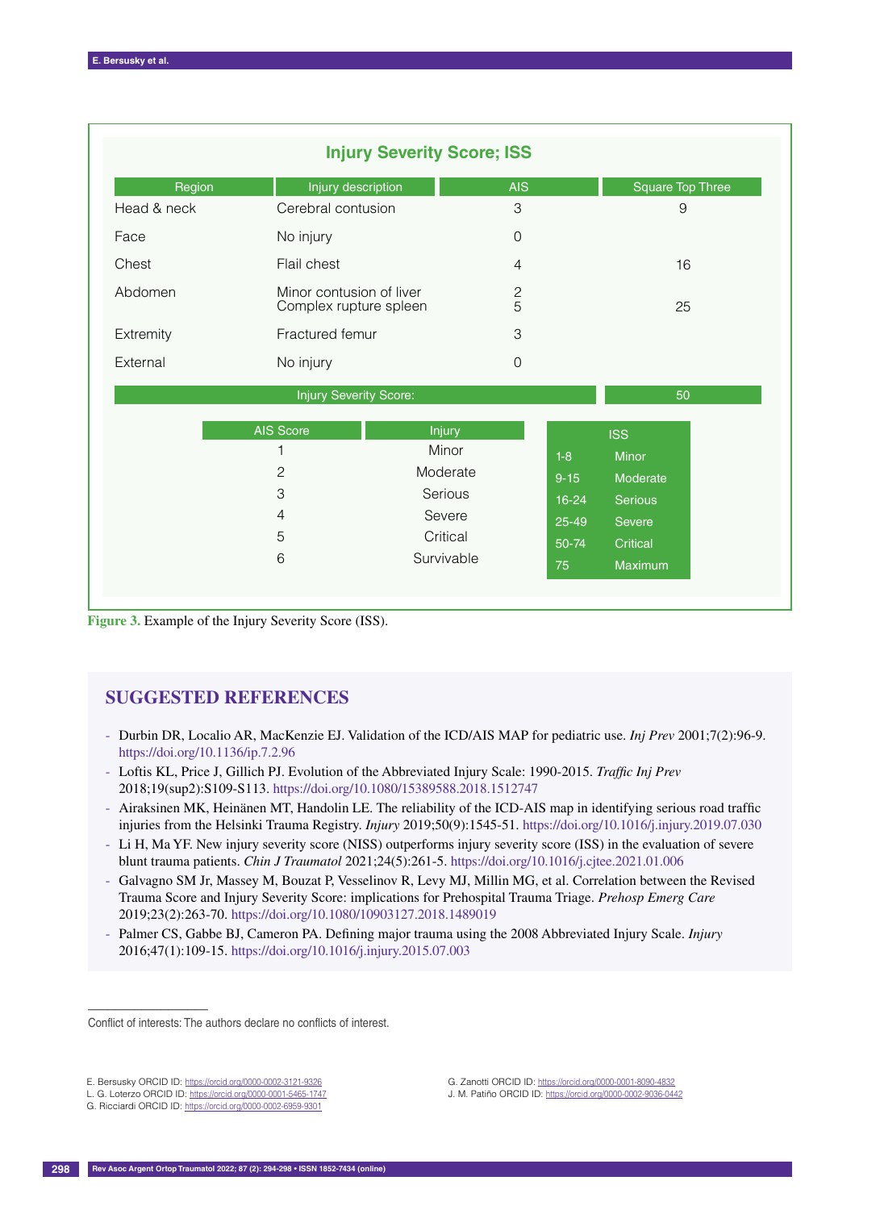## Injury Severity Score; ISS

| Region | Injury description | AIS | Square Top Three |
|---|---|---|---|
| Head & neck | Cerebral contusion | 3 | 9 |
| Face | No injury | 0 | |
| Chest | Flail chest | 4 | 16 |
| Abdomen | Minor contusion of liver<br>Complex rupture spleen | 2<br>5 | 25 |
| Extremity | Fractured femur | 3 | |
| External | No injury | 0 | |
| Injury Severity Score: | | | 50 |

| AIS Score | Injury |
|---|---|
| 1 | Minor |
| 2 | Moderate |
| 3 | Serious |
| 4 | Severe |
| 5 | Critical |
| 6 | Survivable |

| ISS | |
|---|---|
| 1-8 | Minor |
| 9-15 | Moderate |
| 16-24 | Serious |
| 25-49 | Severe |
| 50-74 | Critical |
| 75 | Maximum |

**Figure 3.** Example of the Injury Severity Score (ISS).

## SUGGESTED REFERENCES

- Durbin DR, Localio AR, MacKenzie EJ. Validation of the ICD/AIS MAP for pediatric use. *Inj Prev* 2001;7(2):96-9. https://doi.org/10.1136/ip.7.2.96
- Loftis KL, Price J, Gillich PJ. Evolution of the Abbreviated Injury Scale: 1990-2015. *Traffic Inj Prev* 2018;19(sup2):S109-S113. https://doi.org/10.1080/15389588.2018.1512747
- Airaksinen MK, Heinänen MT, Handolin LE. The reliability of the ICD-AIS map in identifying serious road traffic injuries from the Helsinki Trauma Registry. *Injury* 2019;50(9):1545-51. https://doi.org/10.1016/j.injury.2019.07.030
- Li H, Ma YF. New injury severity score (NISS) outperforms injury severity score (ISS) in the evaluation of severe blunt trauma patients. *Chin J Traumatol* 2021;24(5):261-5. https://doi.org/10.1016/j.cjtee.2021.01.006
- Galvagno SM Jr, Massey M, Bouzat P, Vesselinov R, Levy MJ, Millin MG, et al. Correlation between the Revised Trauma Score and Injury Severity Score: implications for Prehospital Trauma Triage. *Prehosp Emerg Care* 2019;23(2):263-70. https://doi.org/10.1080/10903127.2018.1489019
- Palmer CS, Gabbe BJ, Cameron PA. Defining major trauma using the 2008 Abbreviated Injury Scale. *Injury* 2016;47(1):109-15. https://doi.org/10.1016/j.injury.2015.07.003

---

Conflict of interests: The authors declare no conflicts of interest.

E. Bersusky ORCID ID: https://orcid.org/0000-0002-3121-9326
L. G. Loterzo ORCID ID: https://orcid.org/0000-0001-5465-1747
G. Ricciardi ORCID ID: https://orcid.org/0000-0002-6959-9301
G. Zanotti ORCID ID: https://orcid.org/0000-0001-8090-4832
J. M. Patiño ORCID ID: https://orcid.org/0000-0002-9036-0442